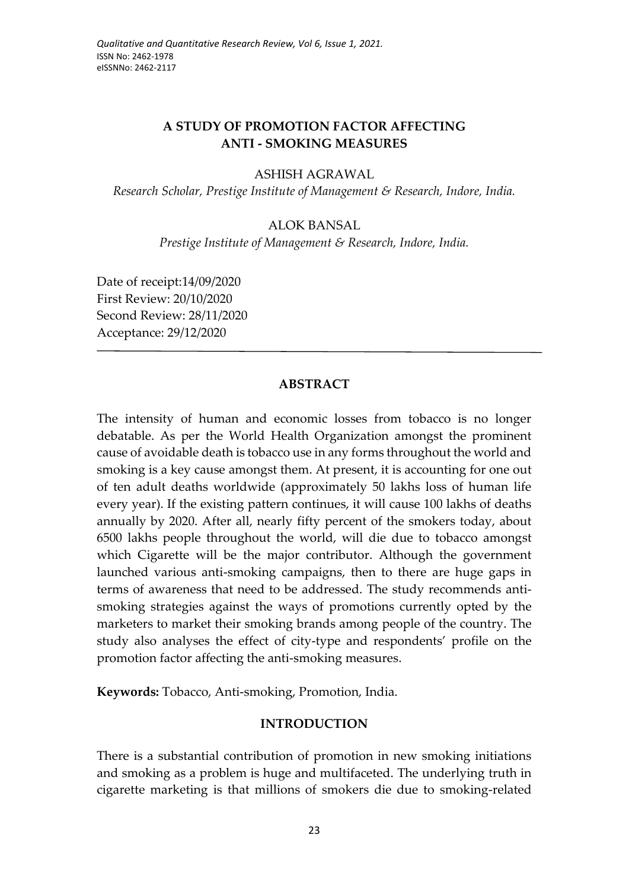# A STUDY OF PROMOTION FACTOR AFFECTING ANTI - SMOKING MEASURES

ASHISH AGRAWAL

*Research Scholar, Prestige Institute of Management & Research, Indore, India.*

ALOK BANSAL

*Prestige Institute of Management & Research, Indore, India.*

Date of receipt:14/09/2020
First Review: 20/10/2020
Second Review: 28/11/2020
Acceptance: 29/12/2020

---

## ABSTRACT

The intensity of human and economic losses from tobacco is no longer debatable. As per the World Health Organization amongst the prominent cause of avoidable death is tobacco use in any forms throughout the world and smoking is a key cause amongst them. At present, it is accounting for one out of ten adult deaths worldwide (approximately 50 lakhs loss of human life every year). If the existing pattern continues, it will cause 100 lakhs of deaths annually by 2020. After all, nearly fifty percent of the smokers today, about 6500 lakhs people throughout the world, will die due to tobacco amongst which Cigarette will be the major contributor. Although the government launched various anti-smoking campaigns, then to there are huge gaps in terms of awareness that need to be addressed. The study recommends anti-smoking strategies against the ways of promotions currently opted by the marketers to market their smoking brands among people of the country. The study also analyses the effect of city-type and respondents' profile on the promotion factor affecting the anti-smoking measures.

**Keywords:** Tobacco, Anti-smoking, Promotion, India.

## INTRODUCTION

There is a substantial contribution of promotion in new smoking initiations and smoking as a problem is huge and multifaceted. The underlying truth in cigarette marketing is that millions of smokers die due to smoking-related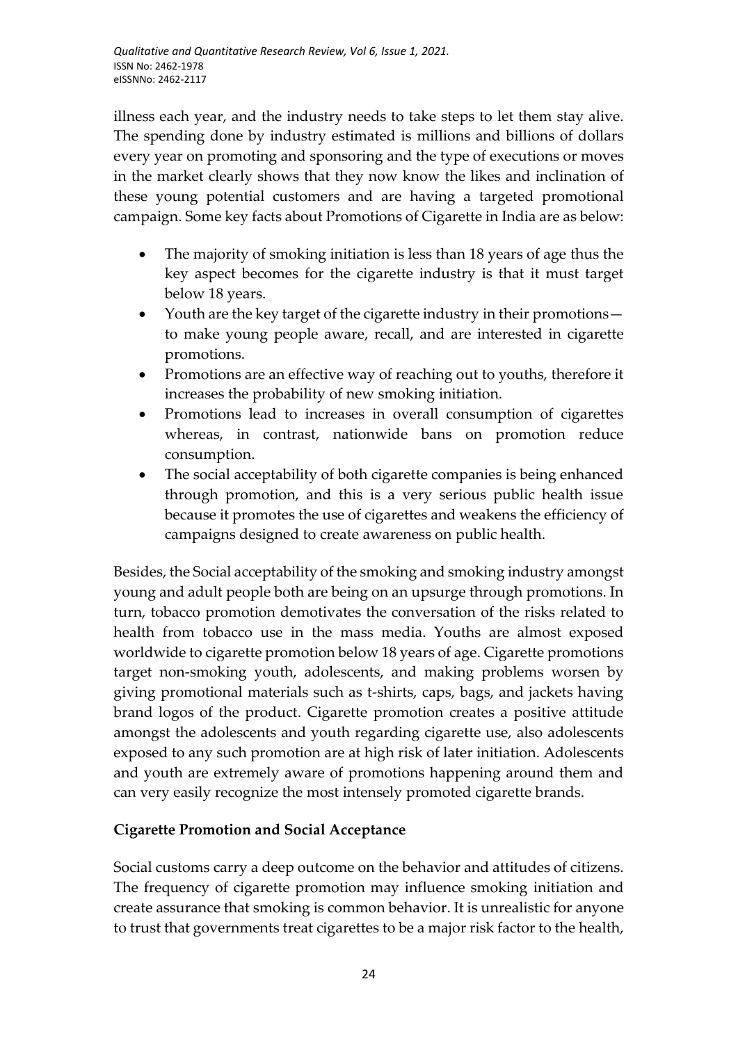illness each year, and the industry needs to take steps to let them stay alive. The spending done by industry estimated is millions and billions of dollars every year on promoting and sponsoring and the type of executions or moves in the market clearly shows that they now know the likes and inclination of these young potential customers and are having a targeted promotional campaign. Some key facts about Promotions of Cigarette in India are as below:

- The majority of smoking initiation is less than 18 years of age thus the key aspect becomes for the cigarette industry is that it must target below 18 years.
- Youth are the key target of the cigarette industry in their promotions—to make young people aware, recall, and are interested in cigarette promotions.
- Promotions are an effective way of reaching out to youths, therefore it increases the probability of new smoking initiation.
- Promotions lead to increases in overall consumption of cigarettes whereas, in contrast, nationwide bans on promotion reduce consumption.
- The social acceptability of both cigarette companies is being enhanced through promotion, and this is a very serious public health issue because it promotes the use of cigarettes and weakens the efficiency of campaigns designed to create awareness on public health.

Besides, the Social acceptability of the smoking and smoking industry amongst young and adult people both are being on an upsurge through promotions. In turn, tobacco promotion demotivates the conversation of the risks related to health from tobacco use in the mass media. Youths are almost exposed worldwide to cigarette promotion below 18 years of age. Cigarette promotions target non-smoking youth, adolescents, and making problems worsen by giving promotional materials such as t-shirts, caps, bags, and jackets having brand logos of the product. Cigarette promotion creates a positive attitude amongst the adolescents and youth regarding cigarette use, also adolescents exposed to any such promotion are at high risk of later initiation. Adolescents and youth are extremely aware of promotions happening around them and can very easily recognize the most intensely promoted cigarette brands.

**Cigarette Promotion and Social Acceptance**

Social customs carry a deep outcome on the behavior and attitudes of citizens. The frequency of cigarette promotion may influence smoking initiation and create assurance that smoking is common behavior. It is unrealistic for anyone to trust that governments treat cigarettes to be a major risk factor to the health,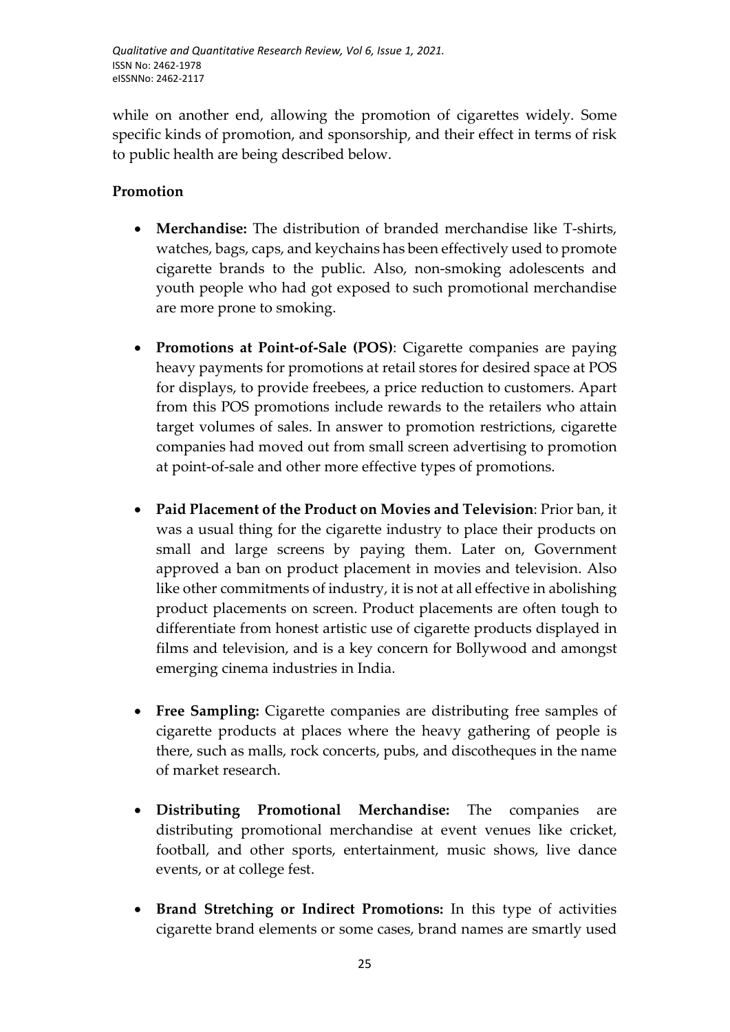while on another end, allowing the promotion of cigarettes widely. Some specific kinds of promotion, and sponsorship, and their effect in terms of risk to public health are being described below.

**Promotion**

- **Merchandise:** The distribution of branded merchandise like T-shirts, watches, bags, caps, and keychains has been effectively used to promote cigarette brands to the public. Also, non-smoking adolescents and youth people who had got exposed to such promotional merchandise are more prone to smoking.

- **Promotions at Point-of-Sale (POS)**: Cigarette companies are paying heavy payments for promotions at retail stores for desired space at POS for displays, to provide freebees, a price reduction to customers. Apart from this POS promotions include rewards to the retailers who attain target volumes of sales. In answer to promotion restrictions, cigarette companies had moved out from small screen advertising to promotion at point-of-sale and other more effective types of promotions.

- **Paid Placement of the Product on Movies and Television**: Prior ban, it was a usual thing for the cigarette industry to place their products on small and large screens by paying them. Later on, Government approved a ban on product placement in movies and television. Also like other commitments of industry, it is not at all effective in abolishing product placements on screen. Product placements are often tough to differentiate from honest artistic use of cigarette products displayed in films and television, and is a key concern for Bollywood and amongst emerging cinema industries in India.

- **Free Sampling:** Cigarette companies are distributing free samples of cigarette products at places where the heavy gathering of people is there, such as malls, rock concerts, pubs, and discotheques in the name of market research.

- **Distributing Promotional Merchandise:** The companies are distributing promotional merchandise at event venues like cricket, football, and other sports, entertainment, music shows, live dance events, or at college fest.

- **Brand Stretching or Indirect Promotions:** In this type of activities cigarette brand elements or some cases, brand names are smartly used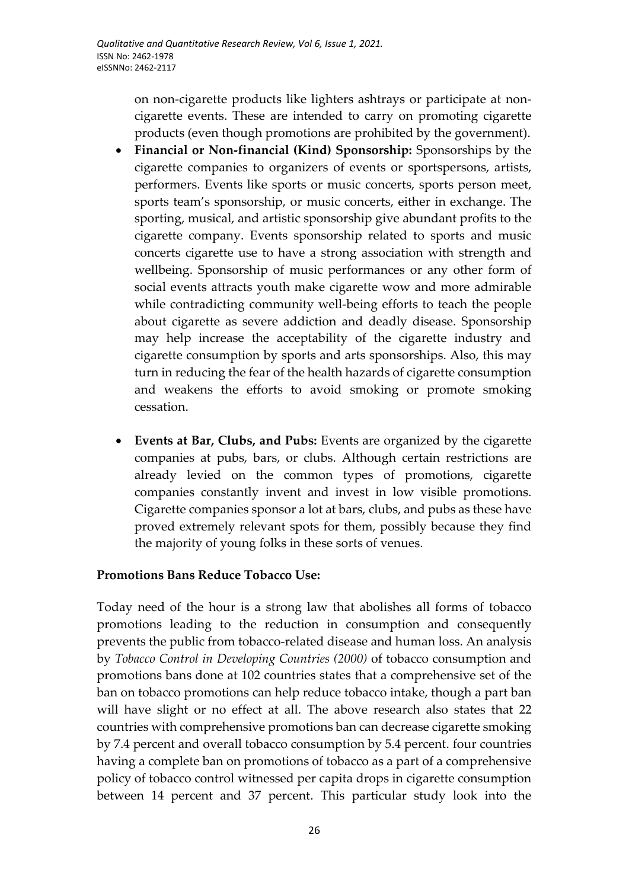on non-cigarette products like lighters ashtrays or participate at non-cigarette events. These are intended to carry on promoting cigarette products (even though promotions are prohibited by the government).

- **Financial or Non-financial (Kind) Sponsorship:** Sponsorships by the cigarette companies to organizers of events or sportspersons, artists, performers. Events like sports or music concerts, sports person meet, sports team's sponsorship, or music concerts, either in exchange. The sporting, musical, and artistic sponsorship give abundant profits to the cigarette company. Events sponsorship related to sports and music concerts cigarette use to have a strong association with strength and wellbeing. Sponsorship of music performances or any other form of social events attracts youth make cigarette wow and more admirable while contradicting community well-being efforts to teach the people about cigarette as severe addiction and deadly disease. Sponsorship may help increase the acceptability of the cigarette industry and cigarette consumption by sports and arts sponsorships. Also, this may turn in reducing the fear of the health hazards of cigarette consumption and weakens the efforts to avoid smoking or promote smoking cessation.

- **Events at Bar, Clubs, and Pubs:** Events are organized by the cigarette companies at pubs, bars, or clubs. Although certain restrictions are already levied on the common types of promotions, cigarette companies constantly invent and invest in low visible promotions. Cigarette companies sponsor a lot at bars, clubs, and pubs as these have proved extremely relevant spots for them, possibly because they find the majority of young folks in these sorts of venues.

**Promotions Bans Reduce Tobacco Use:**

Today need of the hour is a strong law that abolishes all forms of tobacco promotions leading to the reduction in consumption and consequently prevents the public from tobacco-related disease and human loss. An analysis by *Tobacco Control in Developing Countries (2000)* of tobacco consumption and promotions bans done at 102 countries states that a comprehensive set of the ban on tobacco promotions can help reduce tobacco intake, though a part ban will have slight or no effect at all. The above research also states that 22 countries with comprehensive promotions ban can decrease cigarette smoking by 7.4 percent and overall tobacco consumption by 5.4 percent. four countries having a complete ban on promotions of tobacco as a part of a comprehensive policy of tobacco control witnessed per capita drops in cigarette consumption between 14 percent and 37 percent. This particular study look into the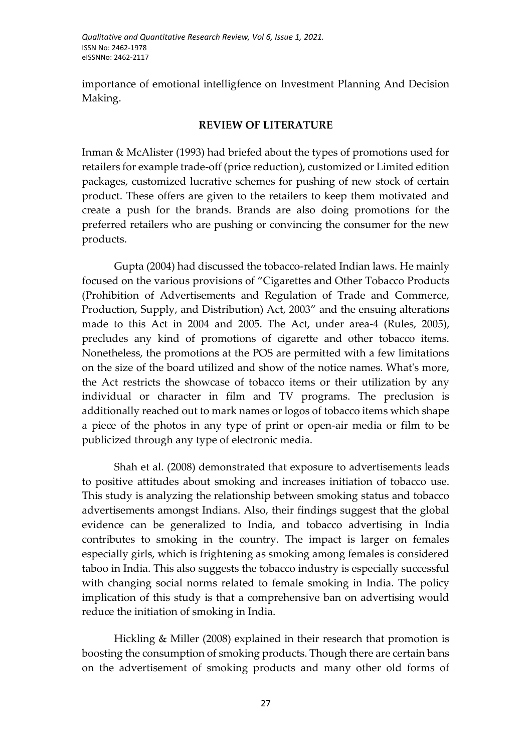importance of emotional intelligfence on Investment Planning And Decision Making.

## REVIEW OF LITERATURE

Inman & McAlister (1993) had briefed about the types of promotions used for retailers for example trade-off (price reduction), customized or Limited edition packages, customized lucrative schemes for pushing of new stock of certain product. These offers are given to the retailers to keep them motivated and create a push for the brands. Brands are also doing promotions for the preferred retailers who are pushing or convincing the consumer for the new products.

Gupta (2004) had discussed the tobacco-related Indian laws. He mainly focused on the various provisions of "Cigarettes and Other Tobacco Products (Prohibition of Advertisements and Regulation of Trade and Commerce, Production, Supply, and Distribution) Act, 2003" and the ensuing alterations made to this Act in 2004 and 2005. The Act, under area-4 (Rules, 2005), precludes any kind of promotions of cigarette and other tobacco items. Nonetheless, the promotions at the POS are permitted with a few limitations on the size of the board utilized and show of the notice names. What's more, the Act restricts the showcase of tobacco items or their utilization by any individual or character in film and TV programs. The preclusion is additionally reached out to mark names or logos of tobacco items which shape a piece of the photos in any type of print or open-air media or film to be publicized through any type of electronic media.

Shah et al. (2008) demonstrated that exposure to advertisements leads to positive attitudes about smoking and increases initiation of tobacco use. This study is analyzing the relationship between smoking status and tobacco advertisements amongst Indians. Also, their findings suggest that the global evidence can be generalized to India, and tobacco advertising in India contributes to smoking in the country. The impact is larger on females especially girls, which is frightening as smoking among females is considered taboo in India. This also suggests the tobacco industry is especially successful with changing social norms related to female smoking in India. The policy implication of this study is that a comprehensive ban on advertising would reduce the initiation of smoking in India.

Hickling & Miller (2008) explained in their research that promotion is boosting the consumption of smoking products. Though there are certain bans on the advertisement of smoking products and many other old forms of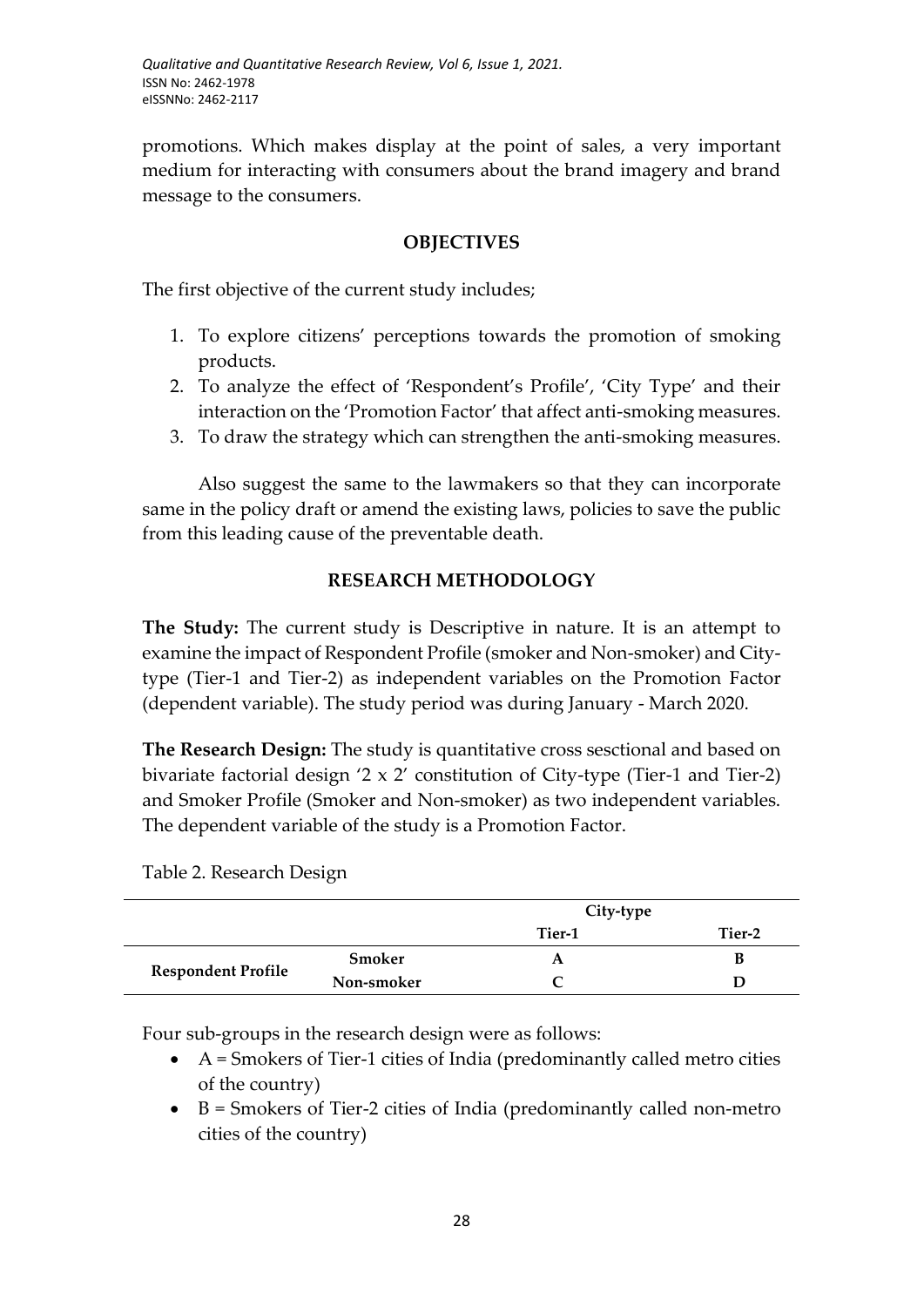promotions. Which makes display at the point of sales, a very important medium for interacting with consumers about the brand imagery and brand message to the consumers.

## OBJECTIVES

The first objective of the current study includes;

1. To explore citizens' perceptions towards the promotion of smoking products.
2. To analyze the effect of 'Respondent's Profile', 'City Type' and their interaction on the 'Promotion Factor' that affect anti-smoking measures.
3. To draw the strategy which can strengthen the anti-smoking measures.

Also suggest the same to the lawmakers so that they can incorporate same in the policy draft or amend the existing laws, policies to save the public from this leading cause of the preventable death.

## RESEARCH METHODOLOGY

**The Study:** The current study is Descriptive in nature. It is an attempt to examine the impact of Respondent Profile (smoker and Non-smoker) and City-type (Tier-1 and Tier-2) as independent variables on the Promotion Factor (dependent variable). The study period was during January - March 2020.

**The Research Design:** The study is quantitative cross sesctional and based on bivariate factorial design '2 x 2' constitution of City-type (Tier-1 and Tier-2) and Smoker Profile (Smoker and Non-smoker) as two independent variables. The dependent variable of the study is a Promotion Factor.

Table 2. Research Design

| | | City-type | |
|---|---|---|---|
| | | Tier-1 | Tier-2 |
| Respondent Profile | Smoker | A | B |
| | Non-smoker | C | D |

Four sub-groups in the research design were as follows:

- A = Smokers of Tier-1 cities of India (predominantly called metro cities of the country)
- B = Smokers of Tier-2 cities of India (predominantly called non-metro cities of the country)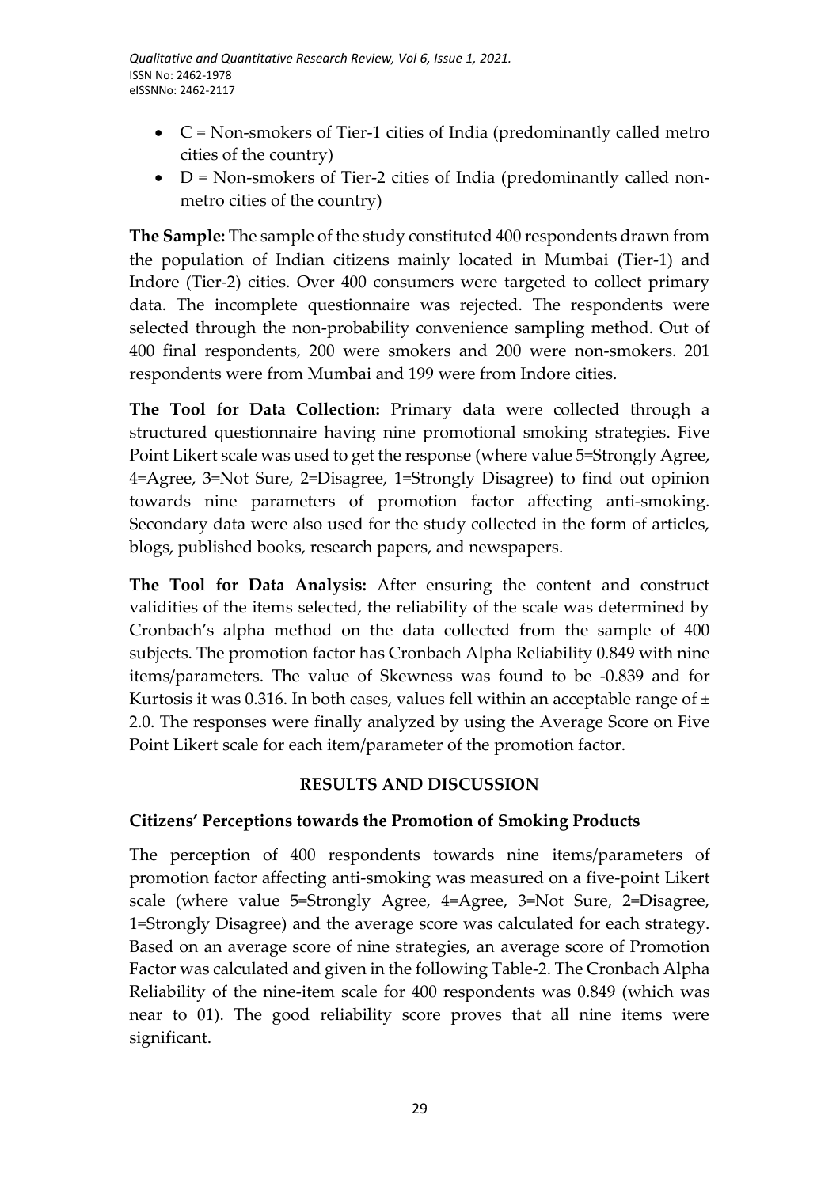- C = Non-smokers of Tier-1 cities of India (predominantly called metro cities of the country)
- D = Non-smokers of Tier-2 cities of India (predominantly called non-metro cities of the country)

**The Sample:** The sample of the study constituted 400 respondents drawn from the population of Indian citizens mainly located in Mumbai (Tier-1) and Indore (Tier-2) cities. Over 400 consumers were targeted to collect primary data. The incomplete questionnaire was rejected. The respondents were selected through the non-probability convenience sampling method. Out of 400 final respondents, 200 were smokers and 200 were non-smokers. 201 respondents were from Mumbai and 199 were from Indore cities.

**The Tool for Data Collection:** Primary data were collected through a structured questionnaire having nine promotional smoking strategies. Five Point Likert scale was used to get the response (where value 5=Strongly Agree, 4=Agree, 3=Not Sure, 2=Disagree, 1=Strongly Disagree) to find out opinion towards nine parameters of promotion factor affecting anti-smoking. Secondary data were also used for the study collected in the form of articles, blogs, published books, research papers, and newspapers.

**The Tool for Data Analysis:** After ensuring the content and construct validities of the items selected, the reliability of the scale was determined by Cronbach's alpha method on the data collected from the sample of 400 subjects. The promotion factor has Cronbach Alpha Reliability 0.849 with nine items/parameters. The value of Skewness was found to be -0.839 and for Kurtosis it was 0.316. In both cases, values fell within an acceptable range of $\pm$ 2.0. The responses were finally analyzed by using the Average Score on Five Point Likert scale for each item/parameter of the promotion factor.

## RESULTS AND DISCUSSION

### Citizens' Perceptions towards the Promotion of Smoking Products

The perception of 400 respondents towards nine items/parameters of promotion factor affecting anti-smoking was measured on a five-point Likert scale (where value 5=Strongly Agree, 4=Agree, 3=Not Sure, 2=Disagree, 1=Strongly Disagree) and the average score was calculated for each strategy. Based on an average score of nine strategies, an average score of Promotion Factor was calculated and given in the following Table-2. The Cronbach Alpha Reliability of the nine-item scale for 400 respondents was 0.849 (which was near to 01). The good reliability score proves that all nine items were significant.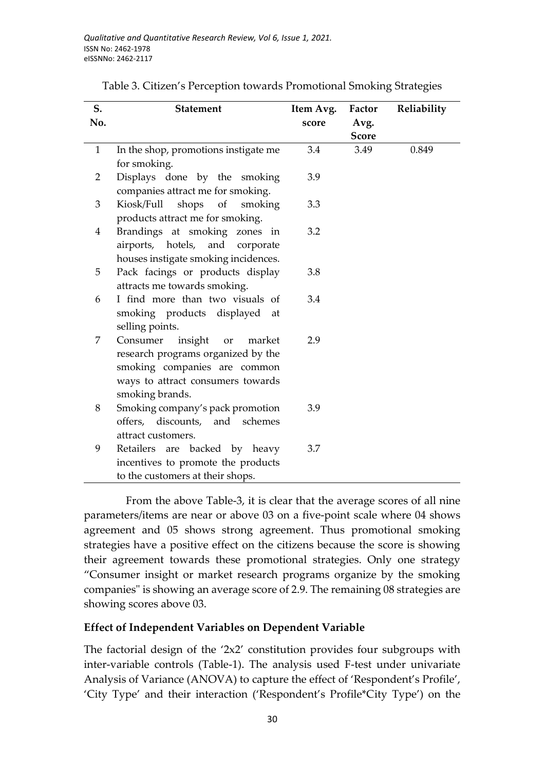Table 3. Citizen's Perception towards Promotional Smoking Strategies

| S. No. | Statement | Item Avg. score | Factor Avg. Score | Reliability |
|---|---|---|---|---|
| 1 | In the shop, promotions instigate me for smoking. | 3.4 | 3.49 | 0.849 |
| 2 | Displays done by the smoking companies attract me for smoking. | 3.9 | | |
| 3 | Kiosk/Full shops of smoking products attract me for smoking. | 3.3 | | |
| 4 | Brandings at smoking zones in airports, hotels, and corporate houses instigate smoking incidences. | 3.2 | | |
| 5 | Pack facings or products display attracts me towards smoking. | 3.8 | | |
| 6 | I find more than two visuals of smoking products displayed at selling points. | 3.4 | | |
| 7 | Consumer insight or market research programs organized by the smoking companies are common ways to attract consumers towards smoking brands. | 2.9 | | |
| 8 | Smoking company's pack promotion offers, discounts, and schemes attract customers. | 3.9 | | |
| 9 | Retailers are backed by heavy incentives to promote the products to the customers at their shops. | 3.7 | | |

From the above Table-3, it is clear that the average scores of all nine parameters/items are near or above 03 on a five-point scale where 04 shows agreement and 05 shows strong agreement. Thus promotional smoking strategies have a positive effect on the citizens because the score is showing their agreement towards these promotional strategies. Only one strategy "Consumer insight or market research programs organize by the smoking companies" is showing an average score of 2.9. The remaining 08 strategies are showing scores above 03.

**Effect of Independent Variables on Dependent Variable**

The factorial design of the '2x2' constitution provides four subgroups with inter-variable controls (Table-1). The analysis used F-test under univariate Analysis of Variance (ANOVA) to capture the effect of 'Respondent's Profile', 'City Type' and their interaction ('Respondent's Profile*City Type') on the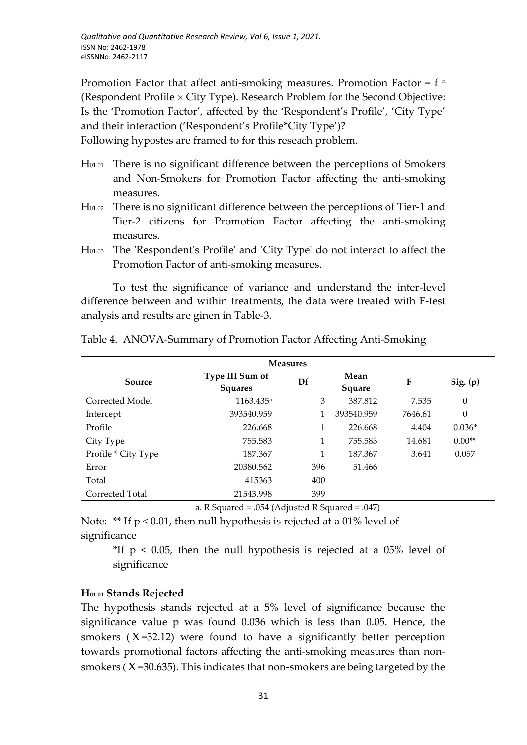Promotion Factor that affect anti-smoking measures. Promotion Factor = f $^n$ (Respondent Profile × City Type). Research Problem for the Second Objective: Is the 'Promotion Factor', affected by the 'Respondent's Profile', 'City Type' and their interaction ('Respondent's Profile*City Type')?
Following hypostes are framed to for this reseach problem.

- $H_{01.01}$ There is no significant difference between the perceptions of Smokers and Non-Smokers for Promotion Factor affecting the anti-smoking measures.
- $H_{01.02}$ There is no significant difference between the perceptions of Tier-1 and Tier-2 citizens for Promotion Factor affecting the anti-smoking measures.
- $H_{01.03}$ The 'Respondent's Profile' and 'City Type' do not interact to affect the Promotion Factor of anti-smoking measures.

To test the significance of variance and understand the inter-level difference between and within treatments, the data were treated with F-test analysis and results are ginen in Table-3.

Table 4. ANOVA-Summary of Promotion Factor Affecting Anti-Smoking Measures

| Source | Type III Sum of Squares | Df | Mean Square | F | Sig. (p) |
|---|---|---|---|---|---|
| Corrected Model | 1163.435[a] | 3 | 387.812 | 7.535 | 0 |
| Intercept | 393540.959 | 1 | 393540.959 | 7646.61 | 0 |
| Profile | 226.668 | 1 | 226.668 | 4.404 | 0.036* |
| City Type | 755.583 | 1 | 755.583 | 14.681 | 0.00** |
| Profile * City Type | 187.367 | 1 | 187.367 | 3.641 | 0.057 |
| Error | 20380.562 | 396 | 51.466 | | |
| Total | 415363 | 400 | | | |
| Corrected Total | 21543.998 | 399 | | | |

a. R Squared = .054 (Adjusted R Squared = .047)

Note: ** If $p < 0.01$, then null hypothesis is rejected at a 01% level of significance

*If $p < 0.05$, then the null hypothesis is rejected at a 05% level of significance

**$H_{01.01}$ Stands Rejected**

The hypothesis stands rejected at a 5% level of significance because the significance value p was found 0.036 which is less than 0.05. Hence, the smokers ($\overline{X}$=32.12) were found to have a significantly better perception towards promotional factors affecting the anti-smoking measures than non-smokers ($\overline{X}$=30.635). This indicates that non-smokers are being targeted by the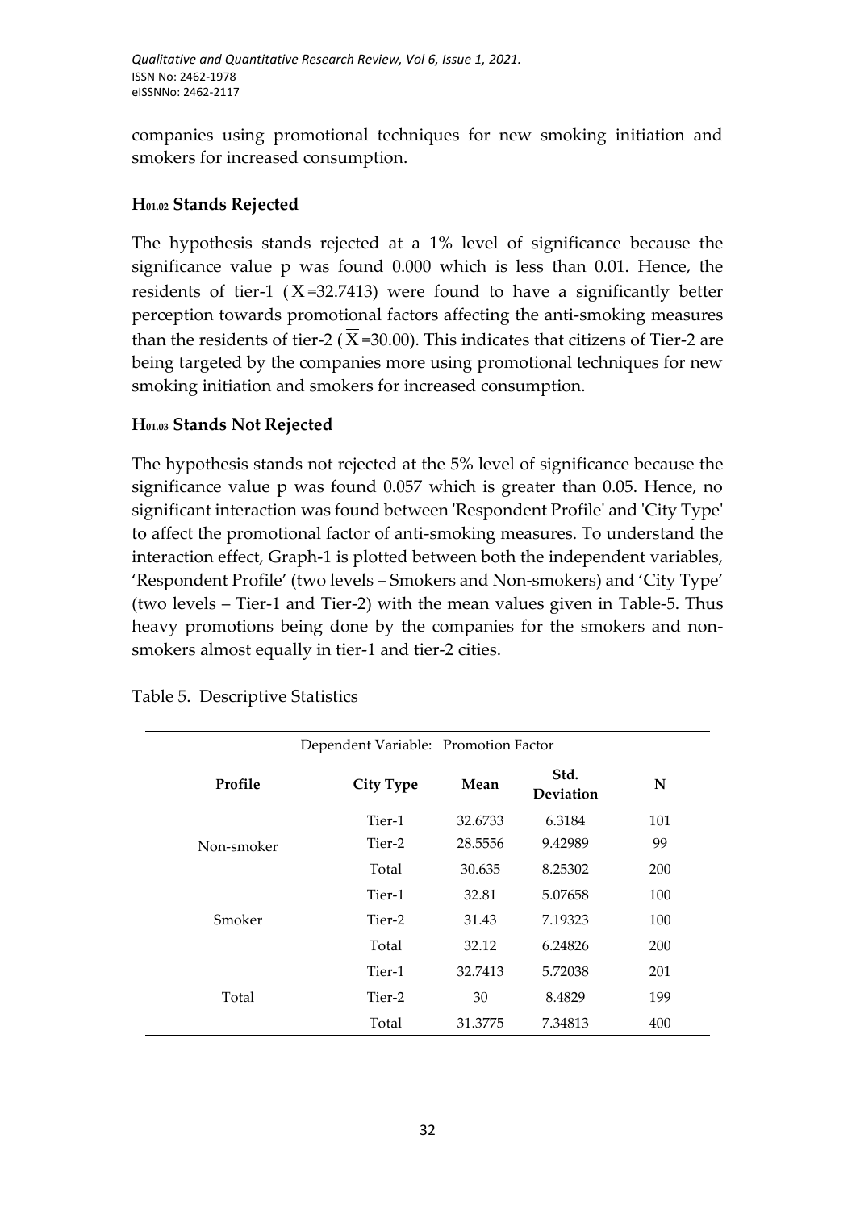companies using promotional techniques for new smoking initiation and smokers for increased consumption.

### $H_{01.02}$ Stands Rejected

The hypothesis stands rejected at a 1% level of significance because the significance value p was found 0.000 which is less than 0.01. Hence, the residents of tier-1 ($\overline{X}$=32.7413) were found to have a significantly better perception towards promotional factors affecting the anti-smoking measures than the residents of tier-2 ($\overline{X}$=30.00). This indicates that citizens of Tier-2 are being targeted by the companies more using promotional techniques for new smoking initiation and smokers for increased consumption.

### $H_{01.03}$ Stands Not Rejected

The hypothesis stands not rejected at the 5% level of significance because the significance value p was found 0.057 which is greater than 0.05. Hence, no significant interaction was found between 'Respondent Profile' and 'City Type' to affect the promotional factor of anti-smoking measures. To understand the interaction effect, Graph-1 is plotted between both the independent variables, 'Respondent Profile' (two levels – Smokers and Non-smokers) and 'City Type' (two levels – Tier-1 and Tier-2) with the mean values given in Table-5. Thus heavy promotions being done by the companies for the smokers and non-smokers almost equally in tier-1 and tier-2 cities.

Table 5. Descriptive Statistics

| Dependent Variable: Promotion Factor | | | | |
|---|---|---|---|---|
| **Profile** | **City Type** | **Mean** | **Std. Deviation** | **N** |
| Non-smoker | Tier-1 | 32.6733 | 6.3184 | 101 |
| | Tier-2 | 28.5556 | 9.42989 | 99 |
| | Total | 30.635 | 8.25302 | 200 |
| Smoker | Tier-1 | 32.81 | 5.07658 | 100 |
| | Tier-2 | 31.43 | 7.19323 | 100 |
| | Total | 32.12 | 6.24826 | 200 |
| Total | Tier-1 | 32.7413 | 5.72038 | 201 |
| | Tier-2 | 30 | 8.4829 | 199 |
| | Total | 31.3775 | 7.34813 | 400 |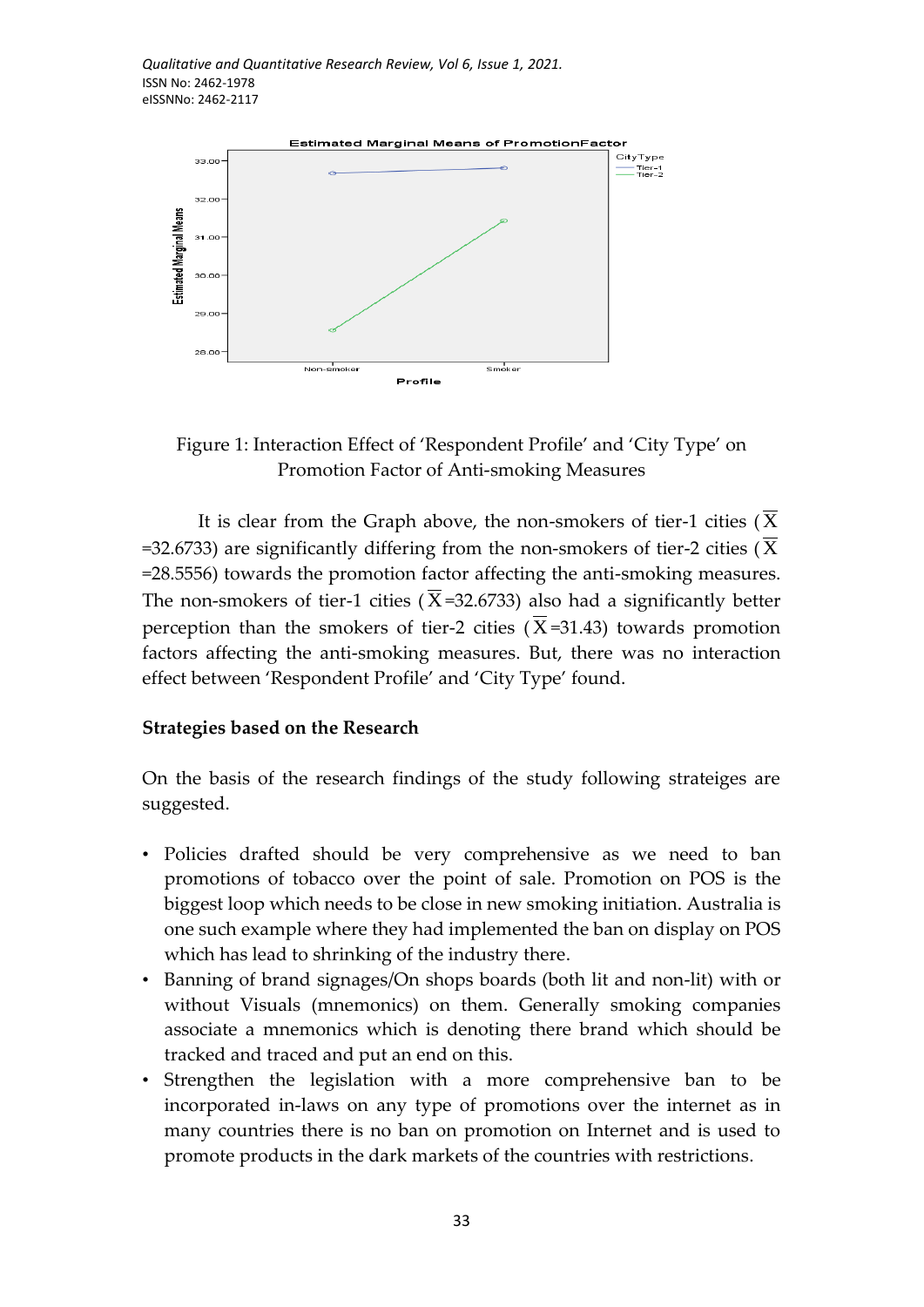Figure 1: Interaction Effect of 'Respondent Profile' and 'City Type' on Promotion Factor of Anti-smoking Measures

It is clear from the Graph above, the non-smokers of tier-1 cities ($\overline{X}$ =32.6733) are significantly differing from the non-smokers of tier-2 cities ($\overline{X}$ =28.5556) towards the promotion factor affecting the anti-smoking measures. The non-smokers of tier-1 cities ($\overline{X}$=32.6733) also had a significantly better perception than the smokers of tier-2 cities ($\overline{X}$=31.43) towards promotion factors affecting the anti-smoking measures. But, there was no interaction effect between 'Respondent Profile' and 'City Type' found.

**Strategies based on the Research**

On the basis of the research findings of the study following strateiges are suggested.

- Policies drafted should be very comprehensive as we need to ban promotions of tobacco over the point of sale. Promotion on POS is the biggest loop which needs to be close in new smoking initiation. Australia is one such example where they had implemented the ban on display on POS which has lead to shrinking of the industry there.
- Banning of brand signages/On shops boards (both lit and non-lit) with or without Visuals (mnemonics) on them. Generally smoking companies associate a mnemonics which is denoting there brand which should be tracked and traced and put an end on this.
- Strengthen the legislation with a more comprehensive ban to be incorporated in-laws on any type of promotions over the internet as in many countries there is no ban on promotion on Internet and is used to promote products in the dark markets of the countries with restrictions.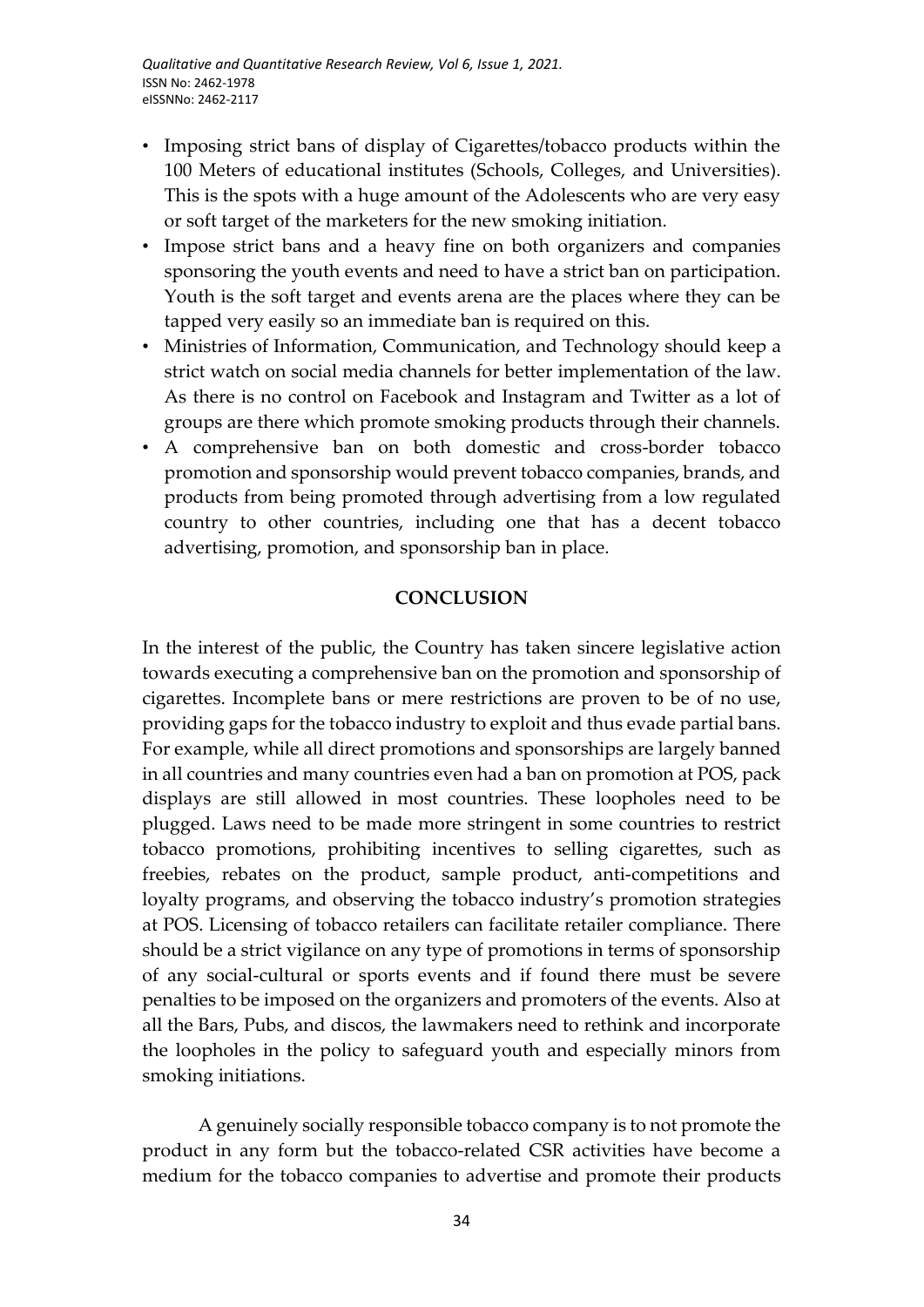- Imposing strict bans of display of Cigarettes/tobacco products within the 100 Meters of educational institutes (Schools, Colleges, and Universities). This is the spots with a huge amount of the Adolescents who are very easy or soft target of the marketers for the new smoking initiation.
- Impose strict bans and a heavy fine on both organizers and companies sponsoring the youth events and need to have a strict ban on participation. Youth is the soft target and events arena are the places where they can be tapped very easily so an immediate ban is required on this.
- Ministries of Information, Communication, and Technology should keep a strict watch on social media channels for better implementation of the law. As there is no control on Facebook and Instagram and Twitter as a lot of groups are there which promote smoking products through their channels.
- A comprehensive ban on both domestic and cross-border tobacco promotion and sponsorship would prevent tobacco companies, brands, and products from being promoted through advertising from a low regulated country to other countries, including one that has a decent tobacco advertising, promotion, and sponsorship ban in place.

## CONCLUSION

In the interest of the public, the Country has taken sincere legislative action towards executing a comprehensive ban on the promotion and sponsorship of cigarettes. Incomplete bans or mere restrictions are proven to be of no use, providing gaps for the tobacco industry to exploit and thus evade partial bans. For example, while all direct promotions and sponsorships are largely banned in all countries and many countries even had a ban on promotion at POS, pack displays are still allowed in most countries. These loopholes need to be plugged. Laws need to be made more stringent in some countries to restrict tobacco promotions, prohibiting incentives to selling cigarettes, such as freebies, rebates on the product, sample product, anti-competitions and loyalty programs, and observing the tobacco industry's promotion strategies at POS. Licensing of tobacco retailers can facilitate retailer compliance. There should be a strict vigilance on any type of promotions in terms of sponsorship of any social-cultural or sports events and if found there must be severe penalties to be imposed on the organizers and promoters of the events. Also at all the Bars, Pubs, and discos, the lawmakers need to rethink and incorporate the loopholes in the policy to safeguard youth and especially minors from smoking initiations.

A genuinely socially responsible tobacco company is to not promote the product in any form but the tobacco-related CSR activities have become a medium for the tobacco companies to advertise and promote their products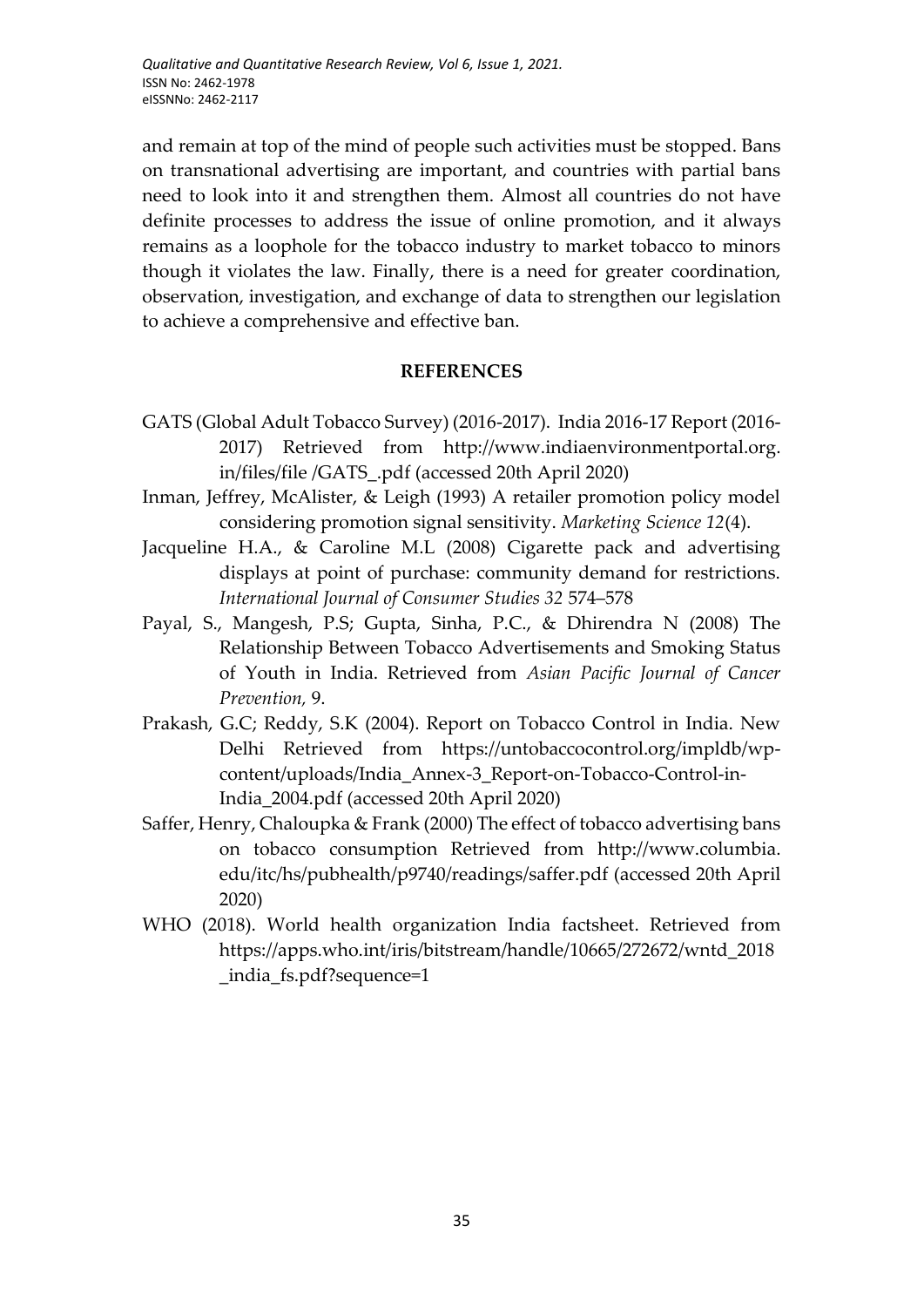and remain at top of the mind of people such activities must be stopped. Bans on transnational advertising are important, and countries with partial bans need to look into it and strengthen them. Almost all countries do not have definite processes to address the issue of online promotion, and it always remains as a loophole for the tobacco industry to market tobacco to minors though it violates the law. Finally, there is a need for greater coordination, observation, investigation, and exchange of data to strengthen our legislation to achieve a comprehensive and effective ban.

## REFERENCES

GATS (Global Adult Tobacco Survey) (2016-2017). India 2016-17 Report (2016-2017) Retrieved from http://www.indiaenvironmentportal.org.in/files/file /GATS_.pdf (accessed 20th April 2020)

Inman, Jeffrey, McAlister, & Leigh (1993) A retailer promotion policy model considering promotion signal sensitivity. *Marketing Science 12*(4).

Jacqueline H.A., & Caroline M.L (2008) Cigarette pack and advertising displays at point of purchase: community demand for restrictions. *International Journal of Consumer Studies 32* 574–578

Payal, S., Mangesh, P.S; Gupta, Sinha, P.C., & Dhirendra N (2008) The Relationship Between Tobacco Advertisements and Smoking Status of Youth in India. Retrieved from *Asian Pacific Journal of Cancer Prevention*, 9.

Prakash, G.C; Reddy, S.K (2004). Report on Tobacco Control in India. New Delhi Retrieved from https://untobaccocontrol.org/impldb/wp-content/uploads/India_Annex-3_Report-on-Tobacco-Control-in-India_2004.pdf (accessed 20th April 2020)

Saffer, Henry, Chaloupka & Frank (2000) The effect of tobacco advertising bans on tobacco consumption Retrieved from http://www.columbia.edu/itc/hs/pubhealth/p9740/readings/saffer.pdf (accessed 20th April 2020)

WHO (2018). World health organization India factsheet. Retrieved from https://apps.who.int/iris/bitstream/handle/10665/272672/wntd_2018_india_fs.pdf?sequence=1